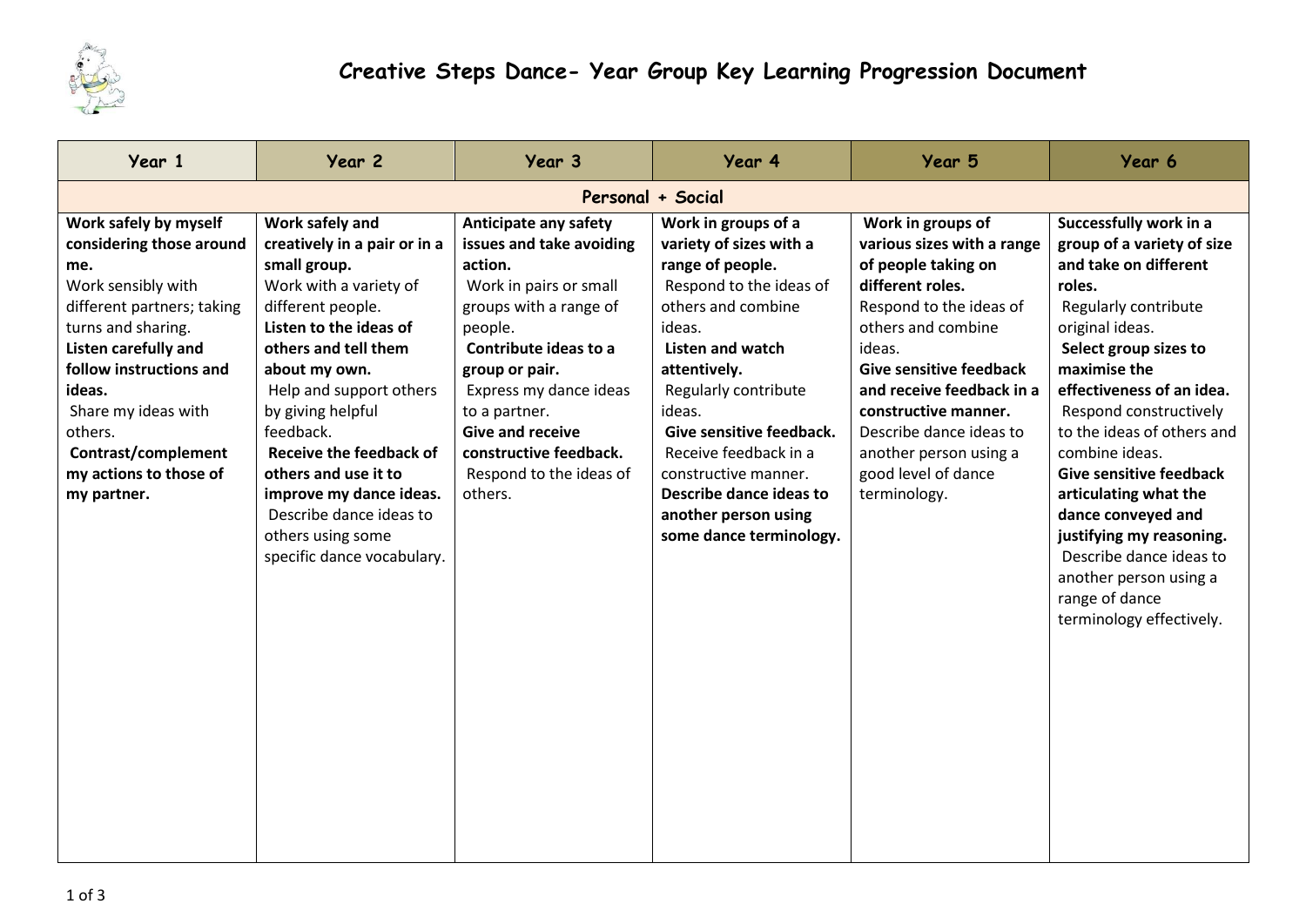# Creative Steps Dance- Year Group Key Learning Progression Document

| Year 1 | Year 2 | Year 3 | Year 4 | Year 5 | Year 6 |
|---|---|---|---|---|---|
| **Personal + Social** | | | | | |
| **Work safely by myself considering those around me.**<br>Work sensibly with different partners; taking turns and sharing.<br>**Listen carefully and follow instructions and ideas.**<br>Share my ideas with others.<br>**Contrast/complement my actions to those of my partner.** | **Work safely and creatively in a pair or in a small group.**<br>Work with a variety of different people.<br>**Listen to the ideas of others and tell them about my own.**<br>Help and support others by giving helpful feedback.<br>**Receive the feedback of others and use it to improve my dance ideas.**<br>Describe dance ideas to others using some specific dance vocabulary. | **Anticipate any safety issues and take avoiding action.**<br>Work in pairs or small groups with a range of people.<br>**Contribute ideas to a group or pair.**<br>Express my dance ideas to a partner.<br>**Give and receive constructive feedback.**<br>Respond to the ideas of others. | **Work in groups of a variety of sizes with a range of people.**<br>Respond to the ideas of others and combine ideas.<br>**Listen and watch attentively.**<br>Regularly contribute ideas.<br>**Give sensitive feedback.**<br>Receive feedback in a constructive manner.<br>**Describe dance ideas to another person using some dance terminology.** | **Work in groups of various sizes with a range of people taking on different roles.**<br>Respond to the ideas of others and combine ideas.<br>**Give sensitive feedback and receive feedback in a constructive manner.**<br>Describe dance ideas to another person using a good level of dance terminology. | **Successfully work in a group of a variety of size and take on different roles.**<br>Regularly contribute original ideas.<br>**Select group sizes to maximise the effectiveness of an idea.**<br>Respond constructively to the ideas of others and combine ideas.<br>**Give sensitive feedback articulating what the dance conveyed and justifying my reasoning.**<br>Describe dance ideas to another person using a range of dance terminology effectively. |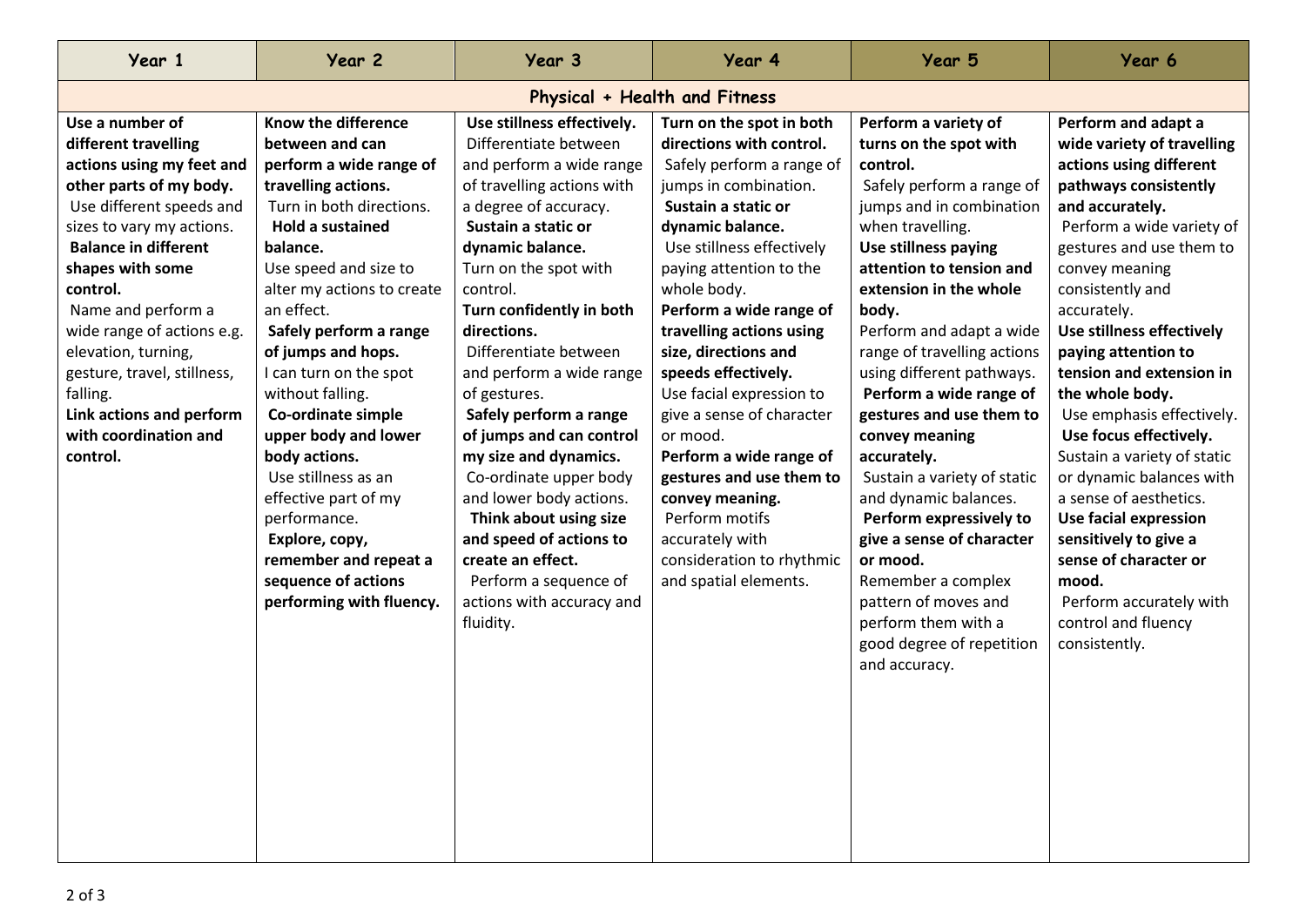| Year 1 | Year 2 | Year 3 | Year 4 | Year 5 | Year 6 |
|---|---|---|---|---|---|
| **Physical + Health and Fitness** | | | | | |
| **Use a number of different travelling actions using my feet and other parts of my body.**<br>Use different speeds and sizes to vary my actions.<br>**Balance in different shapes with some control.**<br>Name and perform a wide range of actions e.g. elevation, turning, gesture, travel, stillness, falling.<br>**Link actions and perform with coordination and control.** | **Know the difference between and can perform a wide range of travelling actions.**<br>Turn in both directions.<br>**Hold a sustained balance.**<br>Use speed and size to alter my actions to create an effect.<br>**Safely perform a range of jumps and hops.**<br>I can turn on the spot without falling.<br>**Co-ordinate simple upper body and lower body actions.**<br>Use stillness as an effective part of my performance.<br>**Explore, copy, remember and repeat a sequence of actions performing with fluency.** | **Use stillness effectively.**<br>Differentiate between and perform a wide range of travelling actions with a degree of accuracy.<br>**Sustain a static or dynamic balance.**<br>Turn on the spot with control.<br>**Turn confidently in both directions.**<br>Differentiate between and perform a wide range of gestures.<br>**Safely perform a range of jumps and can control my size and dynamics.**<br>Co-ordinate upper body and lower body actions.<br>**Think about using size and speed of actions to create an effect.**<br>Perform a sequence of actions with accuracy and fluidity. | **Turn on the spot in both directions with control.**<br>Safely perform a range of jumps in combination.<br>**Sustain a static or dynamic balance.**<br>Use stillness effectively paying attention to the whole body.<br>**Perform a wide range of travelling actions using size, directions and speeds effectively.**<br>Use facial expression to give a sense of character or mood.<br>**Perform a wide range of gestures and use them to convey meaning.**<br>Perform motifs accurately with consideration to rhythmic and spatial elements. | **Perform a variety of turns on the spot with control.**<br>Safely perform a range of jumps and in combination when travelling.<br>**Use stillness paying attention to tension and extension in the whole body.**<br>Perform and adapt a wide range of travelling actions using different pathways.<br>**Perform a wide range of gestures and use them to convey meaning accurately.**<br>Sustain a variety of static and dynamic balances.<br>**Perform expressively to give a sense of character or mood.**<br>Remember a complex pattern of moves and perform them with a good degree of repetition and accuracy. | **Perform and adapt a wide variety of travelling actions using different pathways consistently and accurately.**<br>Perform a wide variety of gestures and use them to convey meaning consistently and accurately.<br>**Use stillness effectively paying attention to tension and extension in the whole body.**<br>Use emphasis effectively.<br>**Use focus effectively.**<br>Sustain a variety of static or dynamic balances with a sense of aesthetics.<br>**Use facial expression sensitively to give a sense of character or mood.**<br>Perform accurately with control and fluency consistently. |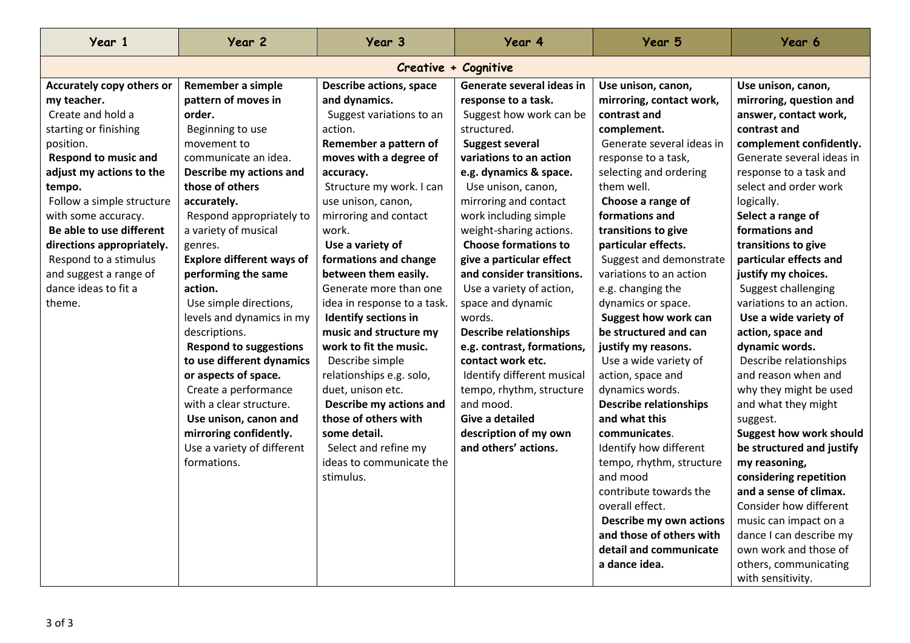| Year 1 | Year 2 | Year 3 | Year 4 | Year 5 | Year 6 |
|---|---|---|---|---|---|
| ***Creative + Cognitive*** | | | | | |
| **Accurately copy others or my teacher.**<br>Create and hold a starting or finishing position.<br>**Respond to music and adjust my actions to the tempo.**<br>Follow a simple structure with some accuracy.<br>**Be able to use different directions appropriately.**<br>Respond to a stimulus and suggest a range of dance ideas to fit a theme. | **Remember a simple pattern of moves in order.**<br>Beginning to use movement to communicate an idea.<br>**Describe my actions and those of others accurately.**<br>Respond appropriately to a variety of musical genres.<br>**Explore different ways of performing the same action.**<br>Use simple directions, levels and dynamics in my descriptions.<br>**Respond to suggestions to use different dynamics or aspects of space.**<br>Create a performance with a clear structure.<br>**Use unison, canon and mirroring confidently.**<br>Use a variety of different formations. | **Describe actions, space and dynamics.**<br>Suggest variations to an action.<br>**Remember a pattern of moves with a degree of accuracy.**<br>Structure my work. I can use unison, canon, mirroring and contact work.<br>**Use a variety of formations and change between them easily.**<br>Generate more than one idea in response to a task.<br>**Identify sections in music and structure my work to fit the music.**<br>Describe simple relationships e.g. solo, duet, unison etc.<br>**Describe my actions and those of others with some detail.**<br>Select and refine my ideas to communicate the stimulus. | **Generate several ideas in response to a task.**<br>Suggest how work can be structured.<br>**Suggest several variations to an action e.g. dynamics & space.**<br>Use unison, canon, mirroring and contact work including simple weight-sharing actions.<br>**Choose formations to give a particular effect and consider transitions.**<br>Use a variety of action, space and dynamic words.<br>**Describe relationships e.g. contrast, formations, contact work etc.**<br>Identify different musical tempo, rhythm, structure and mood.<br>**Give a detailed description of my own and others' actions.** | **Use unison, canon, mirroring, contact work, contrast and complement.**<br>Generate several ideas in response to a task, selecting and ordering them well.<br>**Choose a range of formations and transitions to give particular effects.**<br>Suggest and demonstrate variations to an action e.g. changing the dynamics or space.<br>**Suggest how work can be structured and can justify my reasons.**<br>Use a wide variety of action, space and dynamics words.<br>**Describe relationships and what this communicates**.<br>Identify how different tempo, rhythm, structure and mood contribute towards the overall effect.<br>**Describe my own actions and those of others with detail and communicate a dance idea.** | **Use unison, canon, mirroring, question and answer, contact work, contrast and complement confidently.**<br>Generate several ideas in response to a task and select and order work logically.<br>**Select a range of formations and transitions to give particular effects and justify my choices.**<br>Suggest challenging variations to an action.<br>**Use a wide variety of action, space and dynamic words.**<br>Describe relationships and reason when and why they might be used and what they might suggest.<br>**Suggest how work should be structured and justify my reasoning, considering repetition and a sense of climax.**<br>Consider how different music can impact on a dance I can describe my own work and those of others, communicating with sensitivity. |